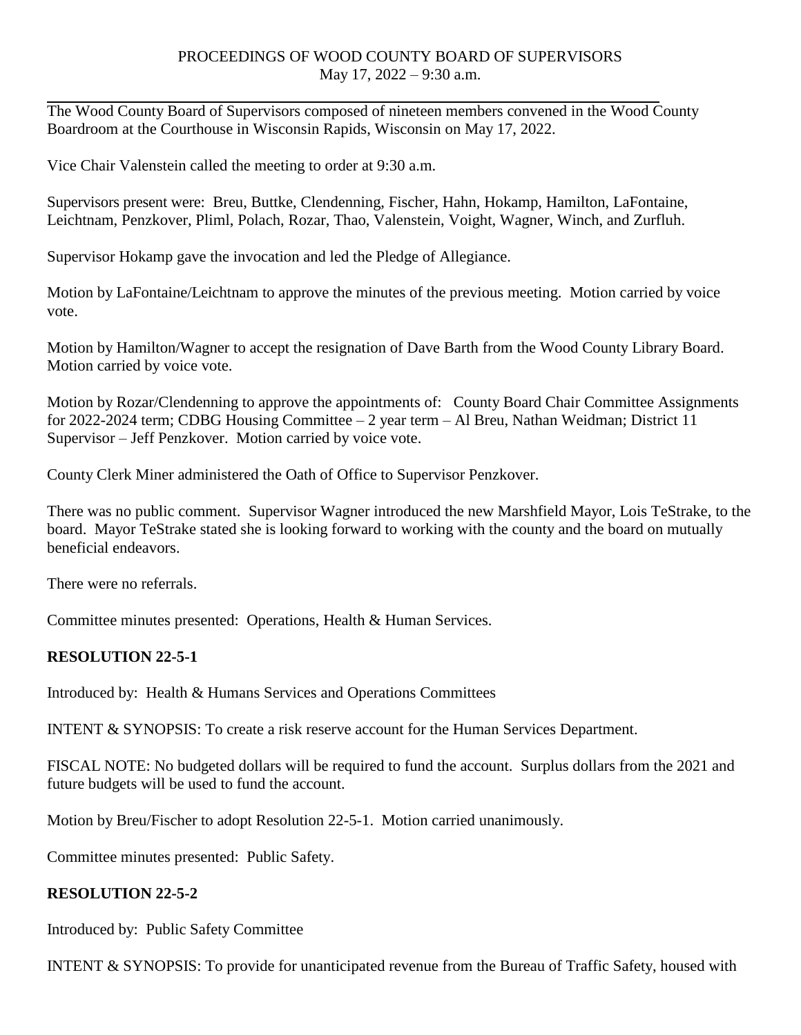PROCEEDINGS OF WOOD COUNTY BOARD OF SUPERVISORS
May 17, 2022 – 9:30 a.m.

---

The Wood County Board of Supervisors composed of nineteen members convened in the Wood County Boardroom at the Courthouse in Wisconsin Rapids, Wisconsin on May 17, 2022.

Vice Chair Valenstein called the meeting to order at 9:30 a.m.

Supervisors present were: Breu, Buttke, Clendenning, Fischer, Hahn, Hokamp, Hamilton, LaFontaine, Leichtnam, Penzkover, Pliml, Polach, Rozar, Thao, Valenstein, Voight, Wagner, Winch, and Zurfluh.

Supervisor Hokamp gave the invocation and led the Pledge of Allegiance.

Motion by LaFontaine/Leichtnam to approve the minutes of the previous meeting. Motion carried by voice vote.

Motion by Hamilton/Wagner to accept the resignation of Dave Barth from the Wood County Library Board. Motion carried by voice vote.

Motion by Rozar/Clendenning to approve the appointments of: County Board Chair Committee Assignments for 2022-2024 term; CDBG Housing Committee – 2 year term – Al Breu, Nathan Weidman; District 11 Supervisor – Jeff Penzkover. Motion carried by voice vote.

County Clerk Miner administered the Oath of Office to Supervisor Penzkover.

There was no public comment. Supervisor Wagner introduced the new Marshfield Mayor, Lois TeStrake, to the board. Mayor TeStrake stated she is looking forward to working with the county and the board on mutually beneficial endeavors.

There were no referrals.

Committee minutes presented: Operations, Health & Human Services.

**RESOLUTION 22-5-1**

Introduced by: Health & Humans Services and Operations Committees

INTENT & SYNOPSIS: To create a risk reserve account for the Human Services Department.

FISCAL NOTE: No budgeted dollars will be required to fund the account. Surplus dollars from the 2021 and future budgets will be used to fund the account.

Motion by Breu/Fischer to adopt Resolution 22-5-1. Motion carried unanimously.

Committee minutes presented: Public Safety.

**RESOLUTION 22-5-2**

Introduced by: Public Safety Committee

INTENT & SYNOPSIS: To provide for unanticipated revenue from the Bureau of Traffic Safety, housed with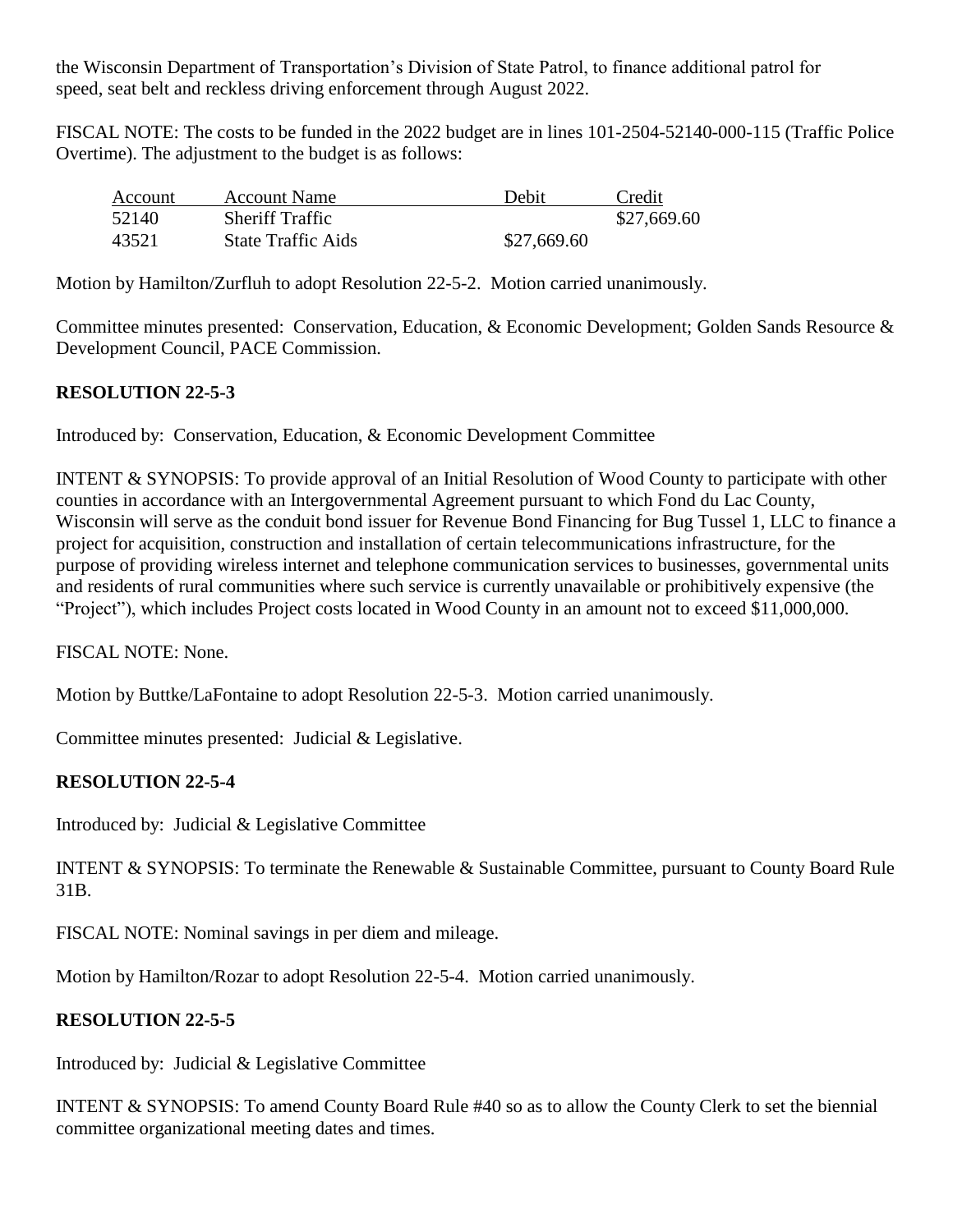the Wisconsin Department of Transportation's Division of State Patrol, to finance additional patrol for speed, seat belt and reckless driving enforcement through August 2022.

FISCAL NOTE: The costs to be funded in the 2022 budget are in lines 101-2504-52140-000-115 (Traffic Police Overtime). The adjustment to the budget is as follows:

| Account | Account Name | Debit | Credit |
|---|---|---|---|
| 52140 | Sheriff Traffic | | $27,669.60 |
| 43521 | State Traffic Aids | $27,669.60 | |

Motion by Hamilton/Zurfluh to adopt Resolution 22-5-2. Motion carried unanimously.

Committee minutes presented: Conservation, Education, & Economic Development; Golden Sands Resource & Development Council, PACE Commission.

**RESOLUTION 22-5-3**

Introduced by: Conservation, Education, & Economic Development Committee

INTENT & SYNOPSIS: To provide approval of an Initial Resolution of Wood County to participate with other counties in accordance with an Intergovernmental Agreement pursuant to which Fond du Lac County, Wisconsin will serve as the conduit bond issuer for Revenue Bond Financing for Bug Tussel 1, LLC to finance a project for acquisition, construction and installation of certain telecommunications infrastructure, for the purpose of providing wireless internet and telephone communication services to businesses, governmental units and residents of rural communities where such service is currently unavailable or prohibitively expensive (the "Project"), which includes Project costs located in Wood County in an amount not to exceed $11,000,000.

FISCAL NOTE: None.

Motion by Buttke/LaFontaine to adopt Resolution 22-5-3. Motion carried unanimously.

Committee minutes presented: Judicial & Legislative.

**RESOLUTION 22-5-4**

Introduced by: Judicial & Legislative Committee

INTENT & SYNOPSIS: To terminate the Renewable & Sustainable Committee, pursuant to County Board Rule 31B.

FISCAL NOTE: Nominal savings in per diem and mileage.

Motion by Hamilton/Rozar to adopt Resolution 22-5-4. Motion carried unanimously.

**RESOLUTION 22-5-5**

Introduced by: Judicial & Legislative Committee

INTENT & SYNOPSIS: To amend County Board Rule #40 so as to allow the County Clerk to set the biennial committee organizational meeting dates and times.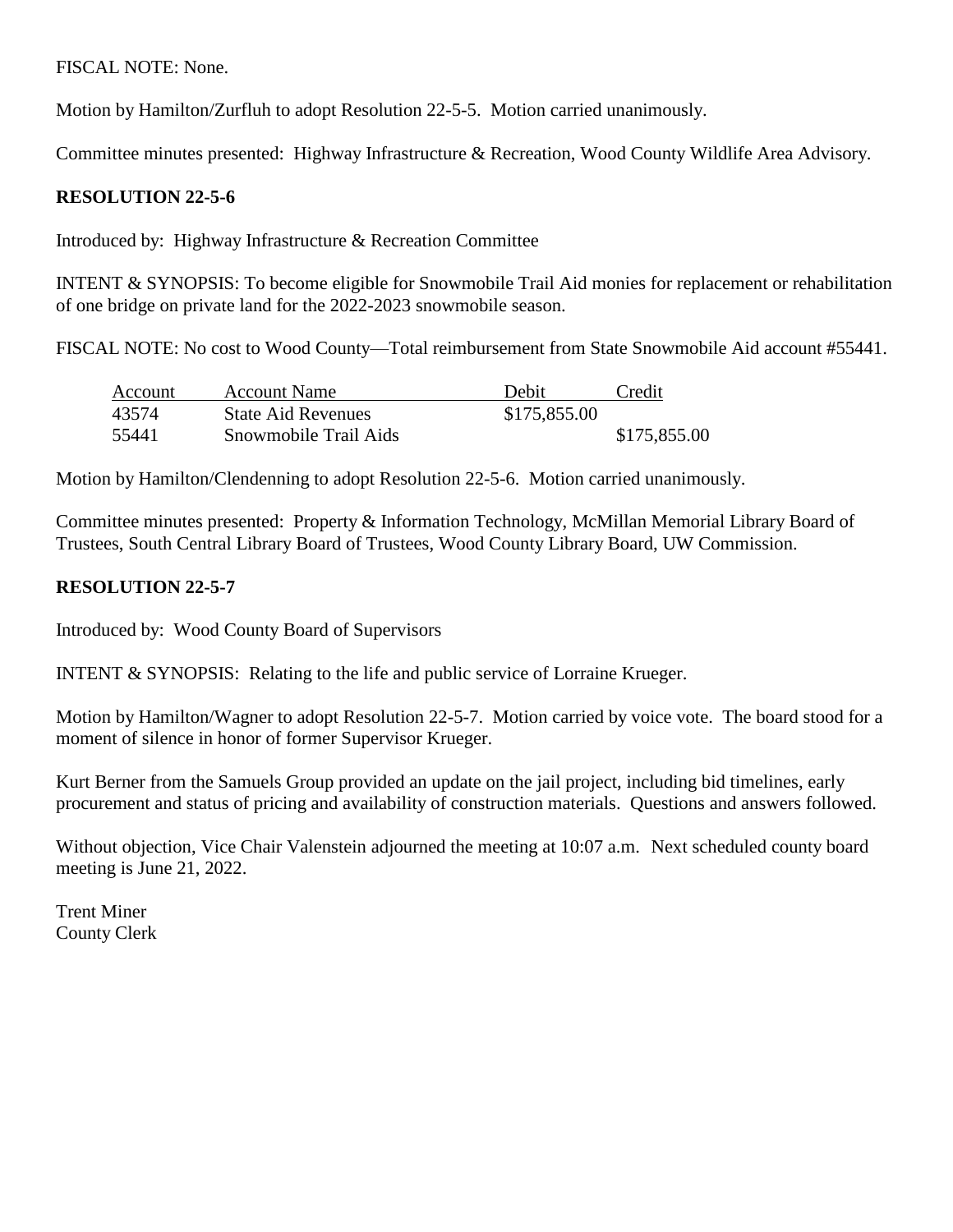FISCAL NOTE: None.

Motion by Hamilton/Zurfluh to adopt Resolution 22-5-5. Motion carried unanimously.

Committee minutes presented: Highway Infrastructure & Recreation, Wood County Wildlife Area Advisory.

**RESOLUTION 22-5-6**

Introduced by: Highway Infrastructure & Recreation Committee

INTENT & SYNOPSIS: To become eligible for Snowmobile Trail Aid monies for replacement or rehabilitation of one bridge on private land for the 2022-2023 snowmobile season.

FISCAL NOTE: No cost to Wood County—Total reimbursement from State Snowmobile Aid account #55441.

| Account | Account Name | Debit | Credit |
|---|---|---|---|
| 43574 | State Aid Revenues | $175,855.00 | |
| 55441 | Snowmobile Trail Aids | | $175,855.00 |

Motion by Hamilton/Clendenning to adopt Resolution 22-5-6. Motion carried unanimously.

Committee minutes presented: Property & Information Technology, McMillan Memorial Library Board of Trustees, South Central Library Board of Trustees, Wood County Library Board, UW Commission.

**RESOLUTION 22-5-7**

Introduced by: Wood County Board of Supervisors

INTENT & SYNOPSIS: Relating to the life and public service of Lorraine Krueger.

Motion by Hamilton/Wagner to adopt Resolution 22-5-7. Motion carried by voice vote. The board stood for a moment of silence in honor of former Supervisor Krueger.

Kurt Berner from the Samuels Group provided an update on the jail project, including bid timelines, early procurement and status of pricing and availability of construction materials. Questions and answers followed.

Without objection, Vice Chair Valenstein adjourned the meeting at 10:07 a.m. Next scheduled county board meeting is June 21, 2022.

Trent Miner
County Clerk